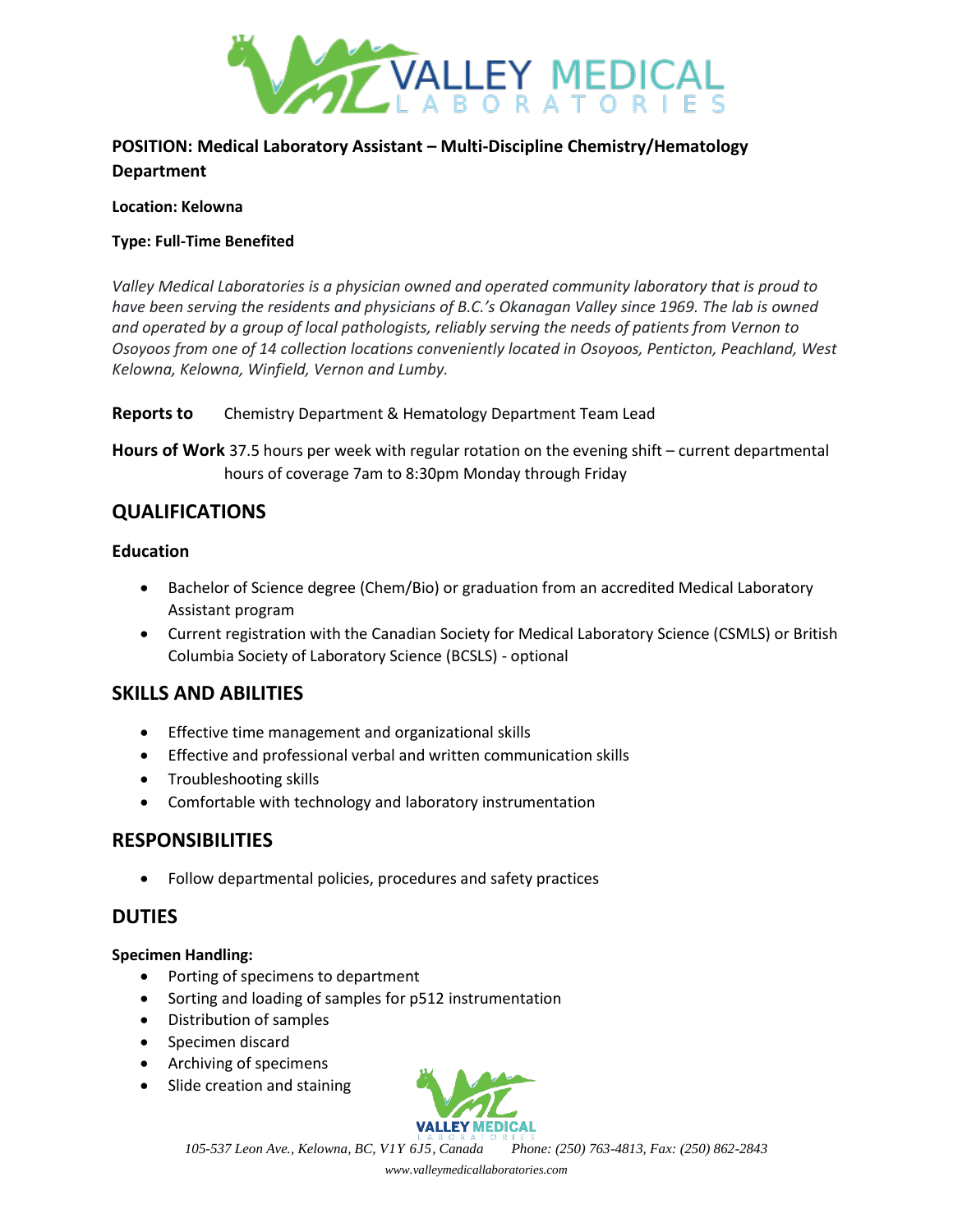**POSITION: Medical Laboratory Assistant – Multi-Discipline Chemistry/Hematology Department**

**Location: Kelowna**

**Type: Full-Time Benefited**

*Valley Medical Laboratories is a physician owned and operated community laboratory that is proud to have been serving the residents and physicians of B.C.'s Okanagan Valley since 1969. The lab is owned and operated by a group of local pathologists, reliably serving the needs of patients from Vernon to Osoyoos from one of 14 collection locations conveniently located in Osoyoos, Penticton, Peachland, West Kelowna, Kelowna, Winfield, Vernon and Lumby.*

**Reports to** Chemistry Department & Hematology Department Team Lead

**Hours of Work** 37.5 hours per week with regular rotation on the evening shift – current departmental hours of coverage 7am to 8:30pm Monday through Friday

## QUALIFICATIONS

### Education

- Bachelor of Science degree (Chem/Bio) or graduation from an accredited Medical Laboratory Assistant program
- Current registration with the Canadian Society for Medical Laboratory Science (CSMLS) or British Columbia Society of Laboratory Science (BCSLS) - optional

## SKILLS AND ABILITIES

- Effective time management and organizational skills
- Effective and professional verbal and written communication skills
- Troubleshooting skills
- Comfortable with technology and laboratory instrumentation

## RESPONSIBILITIES

- Follow departmental policies, procedures and safety practices

## DUTIES

**Specimen Handling:**

- Porting of specimens to department
- Sorting and loading of samples for p512 instrumentation
- Distribution of samples
- Specimen discard
- Archiving of specimens
- Slide creation and staining

*105-537 Leon Ave., Kelowna, BC, V1Y 6J5, Canada Phone: (250) 763-4813, Fax: (250) 862-2843*
*www.valleymedicallaboratories.com*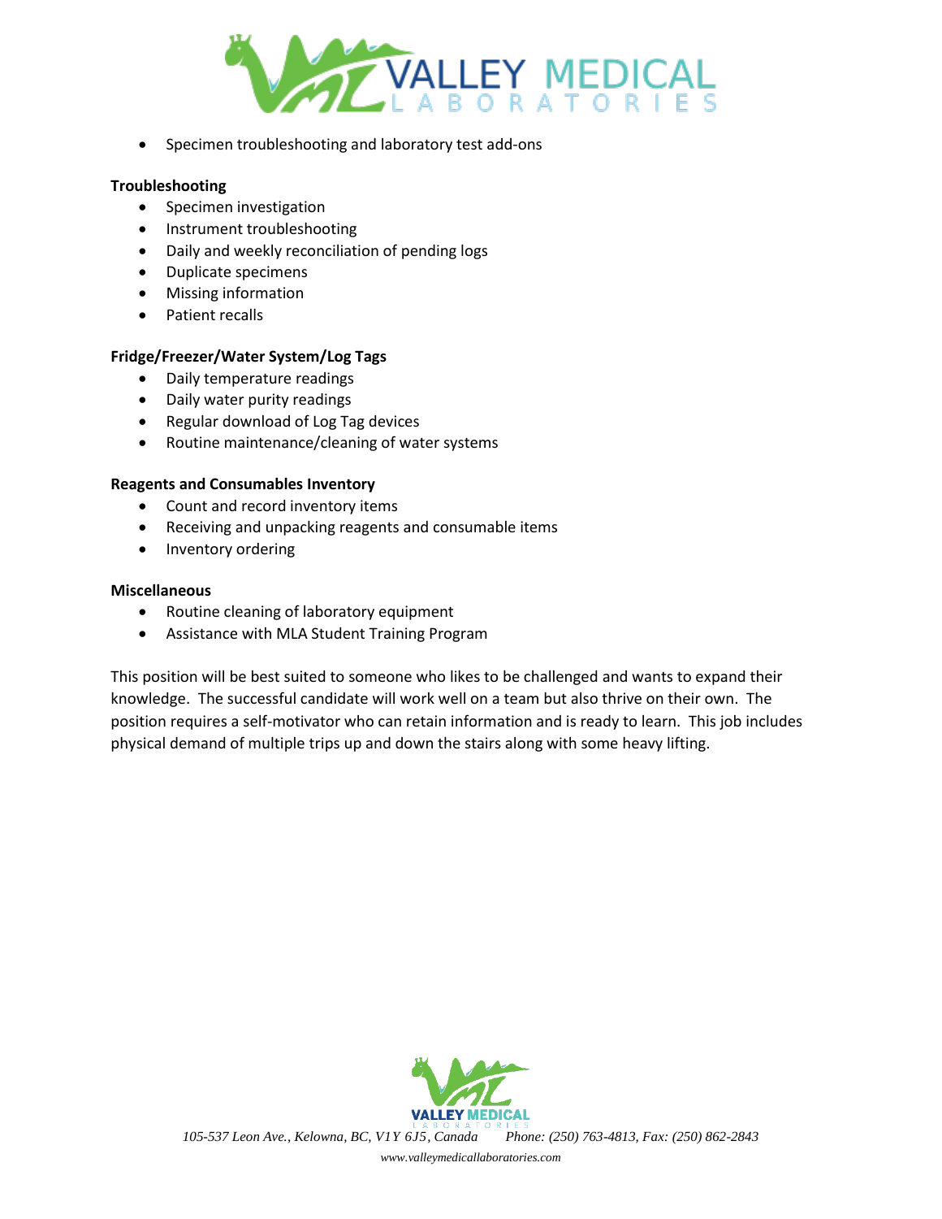- Specimen troubleshooting and laboratory test add-ons

**Troubleshooting**

- Specimen investigation
- Instrument troubleshooting
- Daily and weekly reconciliation of pending logs
- Duplicate specimens
- Missing information
- Patient recalls

**Fridge/Freezer/Water System/Log Tags**

- Daily temperature readings
- Daily water purity readings
- Regular download of Log Tag devices
- Routine maintenance/cleaning of water systems

**Reagents and Consumables Inventory**

- Count and record inventory items
- Receiving and unpacking reagents and consumable items
- Inventory ordering

**Miscellaneous**

- Routine cleaning of laboratory equipment
- Assistance with MLA Student Training Program

This position will be best suited to someone who likes to be challenged and wants to expand their knowledge. The successful candidate will work well on a team but also thrive on their own. The position requires a self-motivator who can retain information and is ready to learn. This job includes physical demand of multiple trips up and down the stairs along with some heavy lifting.